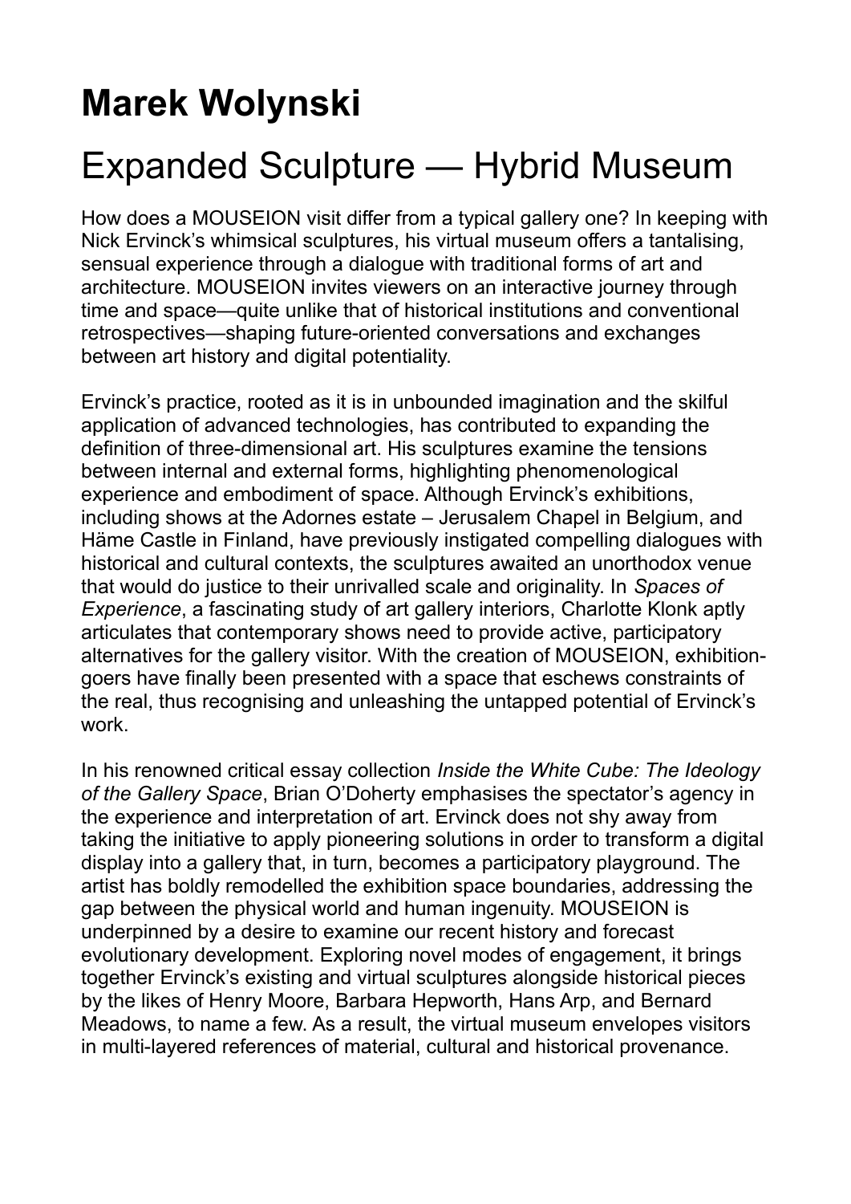# Marek Wolynski

## Expanded Sculpture — Hybrid Museum

How does a MOUSEION visit differ from a typical gallery one? In keeping with Nick Ervinck's whimsical sculptures, his virtual museum offers a tantalising, sensual experience through a dialogue with traditional forms of art and architecture. MOUSEION invites viewers on an interactive journey through time and space—quite unlike that of historical institutions and conventional retrospectives—shaping future-oriented conversations and exchanges between art history and digital potentiality.

Ervinck's practice, rooted as it is in unbounded imagination and the skilful application of advanced technologies, has contributed to expanding the definition of three-dimensional art. His sculptures examine the tensions between internal and external forms, highlighting phenomenological experience and embodiment of space. Although Ervinck's exhibitions, including shows at the Adornes estate – Jerusalem Chapel in Belgium, and Häme Castle in Finland, have previously instigated compelling dialogues with historical and cultural contexts, the sculptures awaited an unorthodox venue that would do justice to their unrivalled scale and originality. In *Spaces of Experience*, a fascinating study of art gallery interiors, Charlotte Klonk aptly articulates that contemporary shows need to provide active, participatory alternatives for the gallery visitor. With the creation of MOUSEION, exhibition-goers have finally been presented with a space that eschews constraints of the real, thus recognising and unleashing the untapped potential of Ervinck's work.

In his renowned critical essay collection *Inside the White Cube: The Ideology of the Gallery Space*, Brian O'Doherty emphasises the spectator's agency in the experience and interpretation of art. Ervinck does not shy away from taking the initiative to apply pioneering solutions in order to transform a digital display into a gallery that, in turn, becomes a participatory playground. The artist has boldly remodelled the exhibition space boundaries, addressing the gap between the physical world and human ingenuity. MOUSEION is underpinned by a desire to examine our recent history and forecast evolutionary development. Exploring novel modes of engagement, it brings together Ervinck's existing and virtual sculptures alongside historical pieces by the likes of Henry Moore, Barbara Hepworth, Hans Arp, and Bernard Meadows, to name a few. As a result, the virtual museum envelopes visitors in multi-layered references of material, cultural and historical provenance.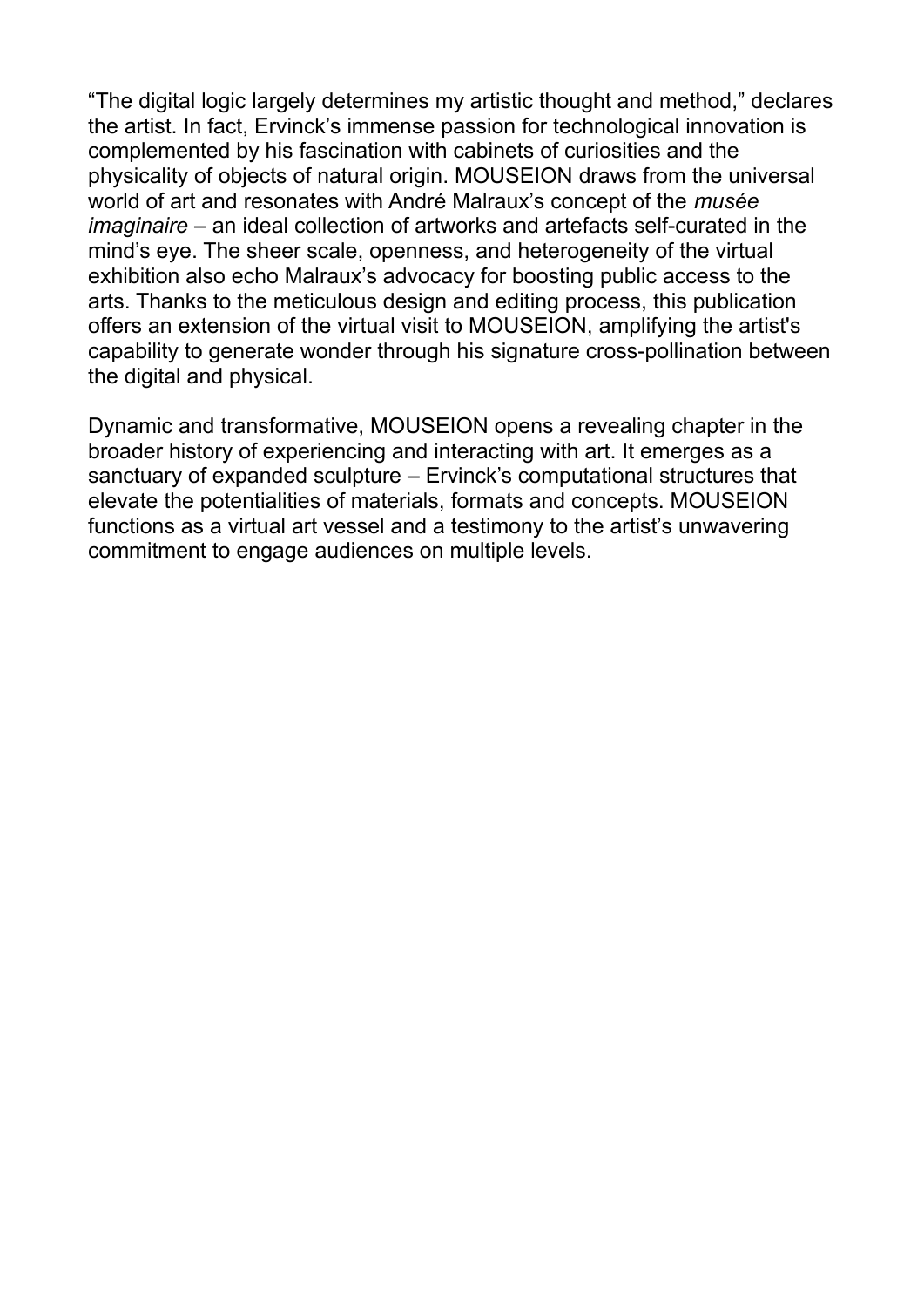“The digital logic largely determines my artistic thought and method,” declares the artist. In fact, Ervinck’s immense passion for technological innovation is complemented by his fascination with cabinets of curiosities and the physicality of objects of natural origin. MOUSEION draws from the universal world of art and resonates with André Malraux’s concept of the *musée imaginaire* – an ideal collection of artworks and artefacts self-curated in the mind’s eye. The sheer scale, openness, and heterogeneity of the virtual exhibition also echo Malraux’s advocacy for boosting public access to the arts. Thanks to the meticulous design and editing process, this publication offers an extension of the virtual visit to MOUSEION, amplifying the artist's capability to generate wonder through his signature cross-pollination between the digital and physical.

Dynamic and transformative, MOUSEION opens a revealing chapter in the broader history of experiencing and interacting with art. It emerges as a sanctuary of expanded sculpture – Ervinck’s computational structures that elevate the potentialities of materials, formats and concepts. MOUSEION functions as a virtual art vessel and a testimony to the artist’s unwavering commitment to engage audiences on multiple levels.